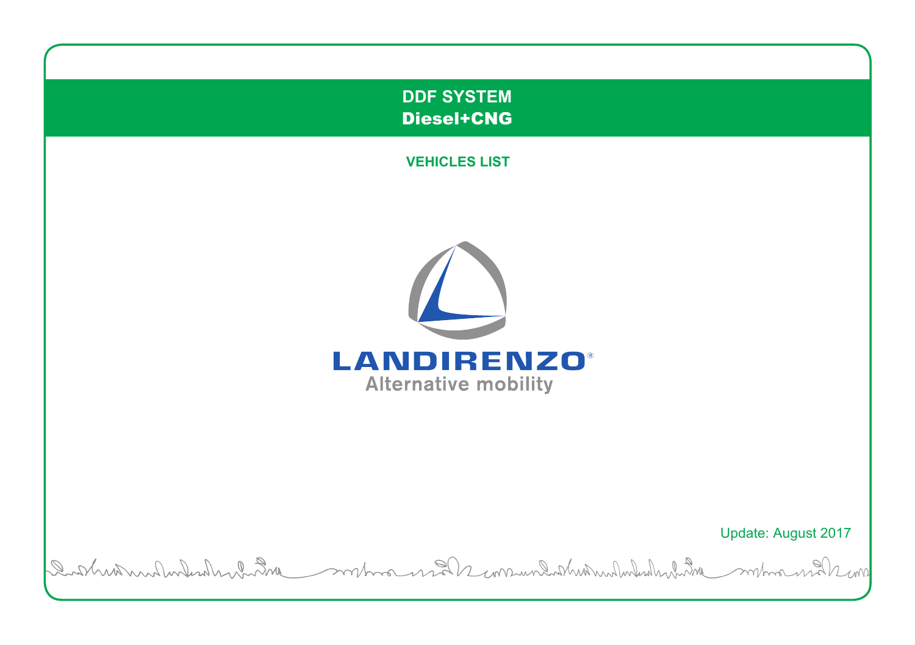# DDF SYSTEM
## Diesel+CNG

### VEHICLES LIST

LANDIRENZO®
Alternative mobility

Update: August 2017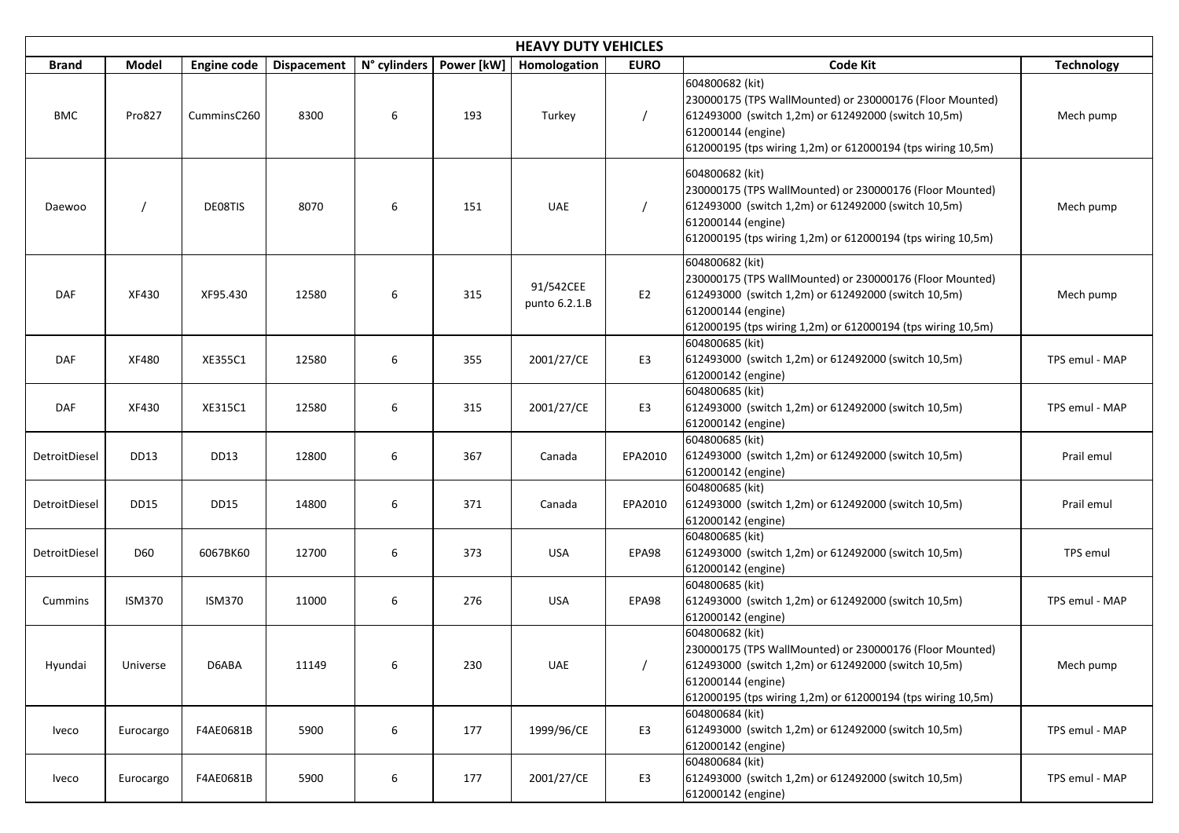| HEAVY DUTY VEHICLES | | | | | | | | | |
|---|---|---|---|---|---|---|---|---|---|
| **Brand** | **Model** | **Engine code** | **Dispacement** | **N° cylinders** | **Power [kW]** | **Homologation** | **EURO** | **Code Kit** | **Technology** |
| BMC | Pro827 | CumminsC260 | 8300 | 6 | 193 | Turkey | / | 604800682 (kit)<br>230000175 (TPS WallMounted) or 230000176 (Floor Mounted)<br>612493000 (switch 1,2m) or 612492000 (switch 10,5m)<br>612000144 (engine)<br>612000195 (tps wiring 1,2m) or 612000194 (tps wiring 10,5m) | Mech pump |
| Daewoo | / | DE08TIS | 8070 | 6 | 151 | UAE | / | 604800682 (kit)<br>230000175 (TPS WallMounted) or 230000176 (Floor Mounted)<br>612493000 (switch 1,2m) or 612492000 (switch 10,5m)<br>612000144 (engine)<br>612000195 (tps wiring 1,2m) or 612000194 (tps wiring 10,5m) | Mech pump |
| DAF | XF430 | XF95.430 | 12580 | 6 | 315 | 91/542CEE punto 6.2.1.B | E2 | 604800682 (kit)<br>230000175 (TPS WallMounted) or 230000176 (Floor Mounted)<br>612493000 (switch 1,2m) or 612492000 (switch 10,5m)<br>612000144 (engine)<br>612000195 (tps wiring 1,2m) or 612000194 (tps wiring 10,5m) | Mech pump |
| DAF | XF480 | XE355C1 | 12580 | 6 | 355 | 2001/27/CE | E3 | 604800685 (kit)<br>612493000 (switch 1,2m) or 612492000 (switch 10,5m)<br>612000142 (engine) | TPS emul - MAP |
| DAF | XF430 | XE315C1 | 12580 | 6 | 315 | 2001/27/CE | E3 | 604800685 (kit)<br>612493000 (switch 1,2m) or 612492000 (switch 10,5m)<br>612000142 (engine) | TPS emul - MAP |
| DetroitDiesel | DD13 | DD13 | 12800 | 6 | 367 | Canada | EPA2010 | 604800685 (kit)<br>612493000 (switch 1,2m) or 612492000 (switch 10,5m)<br>612000142 (engine) | Prail emul |
| DetroitDiesel | DD15 | DD15 | 14800 | 6 | 371 | Canada | EPA2010 | 604800685 (kit)<br>612493000 (switch 1,2m) or 612492000 (switch 10,5m)<br>612000142 (engine) | Prail emul |
| DetroitDiesel | D60 | 6067BK60 | 12700 | 6 | 373 | USA | EPA98 | 604800685 (kit)<br>612493000 (switch 1,2m) or 612492000 (switch 10,5m)<br>612000142 (engine) | TPS emul |
| Cummins | ISM370 | ISM370 | 11000 | 6 | 276 | USA | EPA98 | 604800685 (kit)<br>612493000 (switch 1,2m) or 612492000 (switch 10,5m)<br>612000142 (engine) | TPS emul - MAP |
| Hyundai | Universe | D6ABA | 11149 | 6 | 230 | UAE | / | 604800682 (kit)<br>230000175 (TPS WallMounted) or 230000176 (Floor Mounted)<br>612493000 (switch 1,2m) or 612492000 (switch 10,5m)<br>612000144 (engine)<br>612000195 (tps wiring 1,2m) or 612000194 (tps wiring 10,5m) | Mech pump |
| Iveco | Eurocargo | F4AE0681B | 5900 | 6 | 177 | 1999/96/CE | E3 | 604800684 (kit)<br>612493000 (switch 1,2m) or 612492000 (switch 10,5m)<br>612000142 (engine) | TPS emul - MAP |
| Iveco | Eurocargo | F4AE0681B | 5900 | 6 | 177 | 2001/27/CE | E3 | 604800684 (kit)<br>612493000 (switch 1,2m) or 612492000 (switch 10,5m)<br>612000142 (engine) | TPS emul - MAP |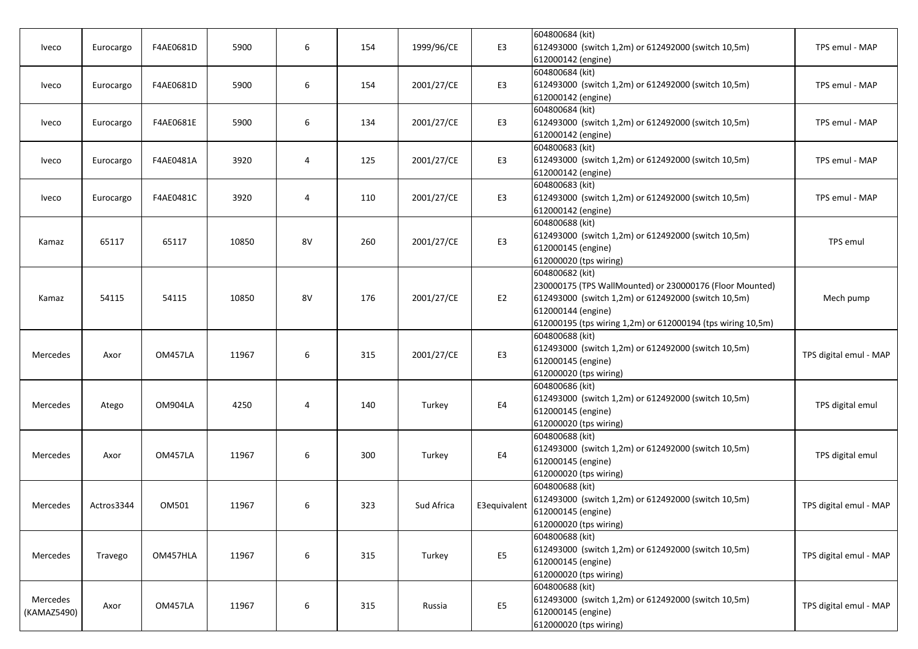| Iveco | Eurocargo | F4AE0681D | 5900 | 6 | 154 | 1999/96/CE | E3 | 604800684 (kit)<br>612493000 (switch 1,2m) or 612492000 (switch 10,5m)<br>612000142 (engine) | TPS emul - MAP |
|---|---|---|---|---|---|---|---|---|---|
| Iveco | Eurocargo | F4AE0681D | 5900 | 6 | 154 | 2001/27/CE | E3 | 604800684 (kit)<br>612493000 (switch 1,2m) or 612492000 (switch 10,5m)<br>612000142 (engine) | TPS emul - MAP |
| Iveco | Eurocargo | F4AE0681E | 5900 | 6 | 134 | 2001/27/CE | E3 | 604800684 (kit)<br>612493000 (switch 1,2m) or 612492000 (switch 10,5m)<br>612000142 (engine) | TPS emul - MAP |
| Iveco | Eurocargo | F4AE0481A | 3920 | 4 | 125 | 2001/27/CE | E3 | 604800683 (kit)<br>612493000 (switch 1,2m) or 612492000 (switch 10,5m)<br>612000142 (engine) | TPS emul - MAP |
| Iveco | Eurocargo | F4AE0481C | 3920 | 4 | 110 | 2001/27/CE | E3 | 604800683 (kit)<br>612493000 (switch 1,2m) or 612492000 (switch 10,5m)<br>612000142 (engine) | TPS emul - MAP |
| Kamaz | 65117 | 65117 | 10850 | 8V | 260 | 2001/27/CE | E3 | 604800688 (kit)<br>612493000 (switch 1,2m) or 612492000 (switch 10,5m)<br>612000145 (engine)<br>612000020 (tps wiring) | TPS emul |
| Kamaz | 54115 | 54115 | 10850 | 8V | 176 | 2001/27/CE | E2 | 604800682 (kit)<br>230000175 (TPS WallMounted) or 230000176 (Floor Mounted)<br>612493000 (switch 1,2m) or 612492000 (switch 10,5m)<br>612000144 (engine)<br>612000195 (tps wiring 1,2m) or 612000194 (tps wiring 10,5m) | Mech pump |
| Mercedes | Axor | OM457LA | 11967 | 6 | 315 | 2001/27/CE | E3 | 604800688 (kit)<br>612493000 (switch 1,2m) or 612492000 (switch 10,5m)<br>612000145 (engine)<br>612000020 (tps wiring) | TPS digital emul - MAP |
| Mercedes | Atego | OM904LA | 4250 | 4 | 140 | Turkey | E4 | 604800686 (kit)<br>612493000 (switch 1,2m) or 612492000 (switch 10,5m)<br>612000145 (engine)<br>612000020 (tps wiring) | TPS digital emul |
| Mercedes | Axor | OM457LA | 11967 | 6 | 300 | Turkey | E4 | 604800688 (kit)<br>612493000 (switch 1,2m) or 612492000 (switch 10,5m)<br>612000145 (engine)<br>612000020 (tps wiring) | TPS digital emul |
| Mercedes | Actros3344 | OM501 | 11967 | 6 | 323 | Sud Africa | E3equivalent | 604800688 (kit)<br>612493000 (switch 1,2m) or 612492000 (switch 10,5m)<br>612000145 (engine)<br>612000020 (tps wiring) | TPS digital emul - MAP |
| Mercedes | Travego | OM457HLA | 11967 | 6 | 315 | Turkey | E5 | 604800688 (kit)<br>612493000 (switch 1,2m) or 612492000 (switch 10,5m)<br>612000145 (engine)<br>612000020 (tps wiring) | TPS digital emul - MAP |
| Mercedes (KAMAZ5490) | Axor | OM457LA | 11967 | 6 | 315 | Russia | E5 | 604800688 (kit)<br>612493000 (switch 1,2m) or 612492000 (switch 10,5m)<br>612000145 (engine)<br>612000020 (tps wiring) | TPS digital emul - MAP |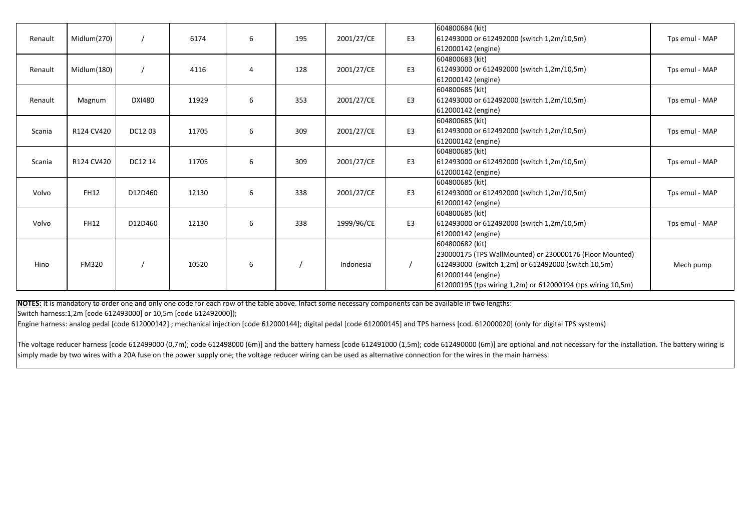| Renault | Midlum(270) | / | 6174 | 6 | 195 | 2001/27/CE | E3 | 604800684 (kit)<br>612493000 or 612492000 (switch 1,2m/10,5m)<br>612000142 (engine) | Tps emul - MAP |
|---|---|---|---|---|---|---|---|---|---|
| Renault | Midlum(180) | / | 4116 | 4 | 128 | 2001/27/CE | E3 | 604800683 (kit)<br>612493000 or 612492000 (switch 1,2m/10,5m)<br>612000142 (engine) | Tps emul - MAP |
| Renault | Magnum | DXI480 | 11929 | 6 | 353 | 2001/27/CE | E3 | 604800685 (kit)<br>612493000 or 612492000 (switch 1,2m/10,5m)<br>612000142 (engine) | Tps emul - MAP |
| Scania | R124 CV420 | DC12 03 | 11705 | 6 | 309 | 2001/27/CE | E3 | 604800685 (kit)<br>612493000 or 612492000 (switch 1,2m/10,5m)<br>612000142 (engine) | Tps emul - MAP |
| Scania | R124 CV420 | DC12 14 | 11705 | 6 | 309 | 2001/27/CE | E3 | 604800685 (kit)<br>612493000 or 612492000 (switch 1,2m/10,5m)<br>612000142 (engine) | Tps emul - MAP |
| Volvo | FH12 | D12D460 | 12130 | 6 | 338 | 2001/27/CE | E3 | 604800685 (kit)<br>612493000 or 612492000 (switch 1,2m/10,5m)<br>612000142 (engine) | Tps emul - MAP |
| Volvo | FH12 | D12D460 | 12130 | 6 | 338 | 1999/96/CE | E3 | 604800685 (kit)<br>612493000 or 612492000 (switch 1,2m/10,5m)<br>612000142 (engine) | Tps emul - MAP |
| Hino | FM320 | / | 10520 | 6 | / | Indonesia | / | 604800682 (kit)<br>230000175 (TPS WallMounted) or 230000176 (Floor Mounted)<br>612493000 (switch 1,2m) or 612492000 (switch 10,5m)<br>612000144 (engine)<br>612000195 (tps wiring 1,2m) or 612000194 (tps wiring 10,5m) | Mech pump |

**NOTES:** It is mandatory to order one and only one code for each row of the table above. Infact some necessary components can be available in two lengths:
Switch harness:1,2m [code 612493000] or 10,5m [code 612492000]);
Engine harness: analog pedal [code 612000142] ; mechanical injection [code 612000144]; digital pedal [code 612000145] and TPS harness [cod. 612000020] (only for digital TPS systems)

The voltage reducer harness [code 612499000 (0,7m); code 612498000 (6m)] and the battery harness [code 612491000 (1,5m); code 612490000 (6m)] are optional and not necessary for the installation. The battery wiring is simply made by two wires with a 20A fuse on the power supply one; the voltage reducer wiring can be used as alternative connection for the wires in the main harness.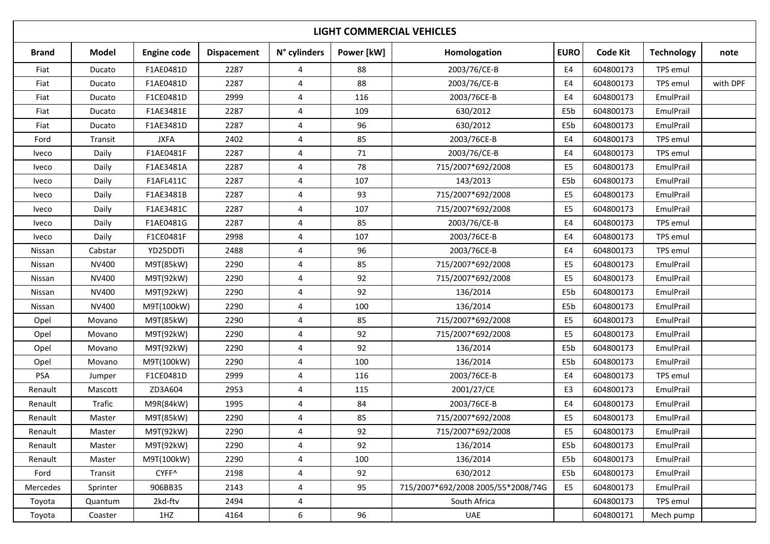| LIGHT COMMERCIAL VEHICLES | | | | | | | | | | |
|---|---|---|---|---|---|---|---|---|---|---|
| **Brand** | **Model** | **Engine code** | **Dispacement** | **N° cylinders** | **Power [kW]** | **Homologation** | **EURO** | **Code Kit** | **Technology** | **note** |
| Fiat | Ducato | F1AE0481D | 2287 | 4 | 88 | 2003/76/CE-B | E4 | 604800173 | TPS emul | |
| Fiat | Ducato | F1AE0481D | 2287 | 4 | 88 | 2003/76/CE-B | E4 | 604800173 | TPS emul | with DPF |
| Fiat | Ducato | F1CE0481D | 2999 | 4 | 116 | 2003/76CE-B | E4 | 604800173 | EmulPrail | |
| Fiat | Ducato | F1AE3481E | 2287 | 4 | 109 | 630/2012 | E5b | 604800173 | EmulPrail | |
| Fiat | Ducato | F1AE3481D | 2287 | 4 | 96 | 630/2012 | E5b | 604800173 | EmulPrail | |
| Ford | Transit | JXFA | 2402 | 4 | 85 | 2003/76CE-B | E4 | 604800173 | TPS emul | |
| Iveco | Daily | F1AE0481F | 2287 | 4 | 71 | 2003/76/CE-B | E4 | 604800173 | TPS emul | |
| Iveco | Daily | F1AE3481A | 2287 | 4 | 78 | 715/2007*692/2008 | E5 | 604800173 | EmulPrail | |
| Iveco | Daily | F1AFL411C | 2287 | 4 | 107 | 143/2013 | E5b | 604800173 | EmulPrail | |
| Iveco | Daily | F1AE3481B | 2287 | 4 | 93 | 715/2007*692/2008 | E5 | 604800173 | EmulPrail | |
| Iveco | Daily | F1AE3481C | 2287 | 4 | 107 | 715/2007*692/2008 | E5 | 604800173 | EmulPrail | |
| Iveco | Daily | F1AE0481G | 2287 | 4 | 85 | 2003/76/CE-B | E4 | 604800173 | TPS emul | |
| Iveco | Daily | F1CE0481F | 2998 | 4 | 107 | 2003/76CE-B | E4 | 604800173 | TPS emul | |
| Nissan | Cabstar | YD25DDTi | 2488 | 4 | 96 | 2003/76CE-B | E4 | 604800173 | TPS emul | |
| Nissan | NV400 | M9T(85kW) | 2290 | 4 | 85 | 715/2007*692/2008 | E5 | 604800173 | EmulPrail | |
| Nissan | NV400 | M9T(92kW) | 2290 | 4 | 92 | 715/2007*692/2008 | E5 | 604800173 | EmulPrail | |
| Nissan | NV400 | M9T(92kW) | 2290 | 4 | 92 | 136/2014 | E5b | 604800173 | EmulPrail | |
| Nissan | NV400 | M9T(100kW) | 2290 | 4 | 100 | 136/2014 | E5b | 604800173 | EmulPrail | |
| Opel | Movano | M9T(85kW) | 2290 | 4 | 85 | 715/2007*692/2008 | E5 | 604800173 | EmulPrail | |
| Opel | Movano | M9T(92kW) | 2290 | 4 | 92 | 715/2007*692/2008 | E5 | 604800173 | EmulPrail | |
| Opel | Movano | M9T(92kW) | 2290 | 4 | 92 | 136/2014 | E5b | 604800173 | EmulPrail | |
| Opel | Movano | M9T(100kW) | 2290 | 4 | 100 | 136/2014 | E5b | 604800173 | EmulPrail | |
| PSA | Jumper | F1CE0481D | 2999 | 4 | 116 | 2003/76CE-B | E4 | 604800173 | TPS emul | |
| Renault | Mascott | ZD3A604 | 2953 | 4 | 115 | 2001/27/CE | E3 | 604800173 | EmulPrail | |
| Renault | Trafic | M9R(84kW) | 1995 | 4 | 84 | 2003/76CE-B | E4 | 604800173 | EmulPrail | |
| Renault | Master | M9T(85kW) | 2290 | 4 | 85 | 715/2007*692/2008 | E5 | 604800173 | EmulPrail | |
| Renault | Master | M9T(92kW) | 2290 | 4 | 92 | 715/2007*692/2008 | E5 | 604800173 | EmulPrail | |
| Renault | Master | M9T(92kW) | 2290 | 4 | 92 | 136/2014 | E5b | 604800173 | EmulPrail | |
| Renault | Master | M9T(100kW) | 2290 | 4 | 100 | 136/2014 | E5b | 604800173 | EmulPrail | |
| Ford | Transit | CYFF^ | 2198 | 4 | 92 | 630/2012 | E5b | 604800173 | EmulPrail | |
| Mercedes | Sprinter | 906BB35 | 2143 | 4 | 95 | 715/2007*692/2008 2005/55*2008/74G | E5 | 604800173 | EmulPrail | |
| Toyota | Quantum | 2kd-ftv | 2494 | 4 | | South Africa | | 604800173 | TPS emul | |
| Toyota | Coaster | 1HZ | 4164 | 6 | 96 | UAE | | 604800171 | Mech pump | |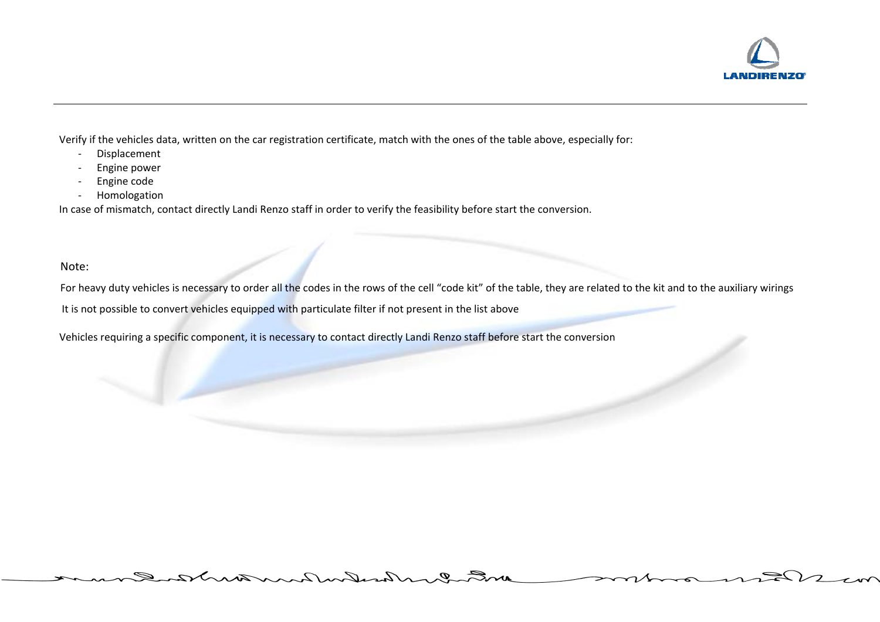Verify if the vehicles data, written on the car registration certificate, match with the ones of the table above, especially for:

- Displacement
- Engine power
- Engine code
- Homologation

In case of mismatch, contact directly Landi Renzo staff in order to verify the feasibility before start the conversion.

Note:

For heavy duty vehicles is necessary to order all the codes in the rows of the cell "code kit" of the table, they are related to the kit and to the auxiliary wirings

It is not possible to convert vehicles equipped with particulate filter if not present in the list above

Vehicles requiring a specific component, it is necessary to contact directly Landi Renzo staff before start the conversion